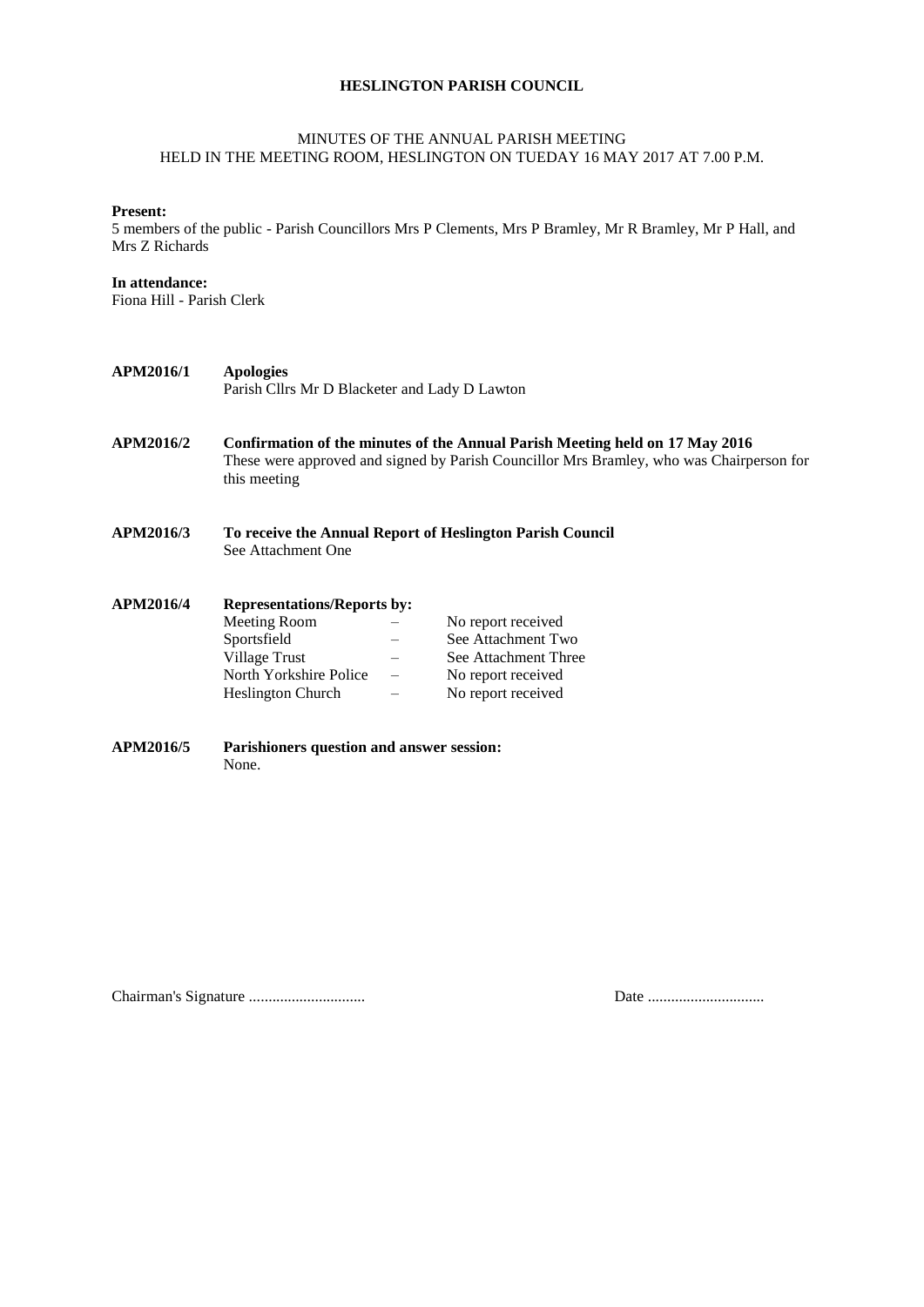**HESLINGTON PARISH COUNCIL**

MINUTES OF THE ANNUAL PARISH MEETING
HELD IN THE MEETING ROOM, HESLINGTON ON TUEDAY 16 MAY 2017 AT 7.00 P.M.

**Present:**
5 members of the public - Parish Councillors Mrs P Clements, Mrs P Bramley, Mr R Bramley, Mr P Hall, and Mrs Z Richards

**In attendance:**
Fiona Hill - Parish Clerk

**APM2016/1 Apologies**
Parish Cllrs Mr D Blacketer and Lady D Lawton

**APM2016/2 Confirmation of the minutes of the Annual Parish Meeting held on 17 May 2016**
These were approved and signed by Parish Councillor Mrs Bramley, who was Chairperson for this meeting

**APM2016/3 To receive the Annual Report of Heslington Parish Council**
See Attachment One

**APM2016/4 Representations/Reports by:**

| | | |
|---|---|---|
| Meeting Room | – | No report received |
| Sportsfield | – | See Attachment Two |
| Village Trust | – | See Attachment Three |
| North Yorkshire Police | – | No report received |
| Heslington Church | – | No report received |

**APM2016/5 Parishioners question and answer session:**
None.

Chairman's Signature .............................. Date ..............................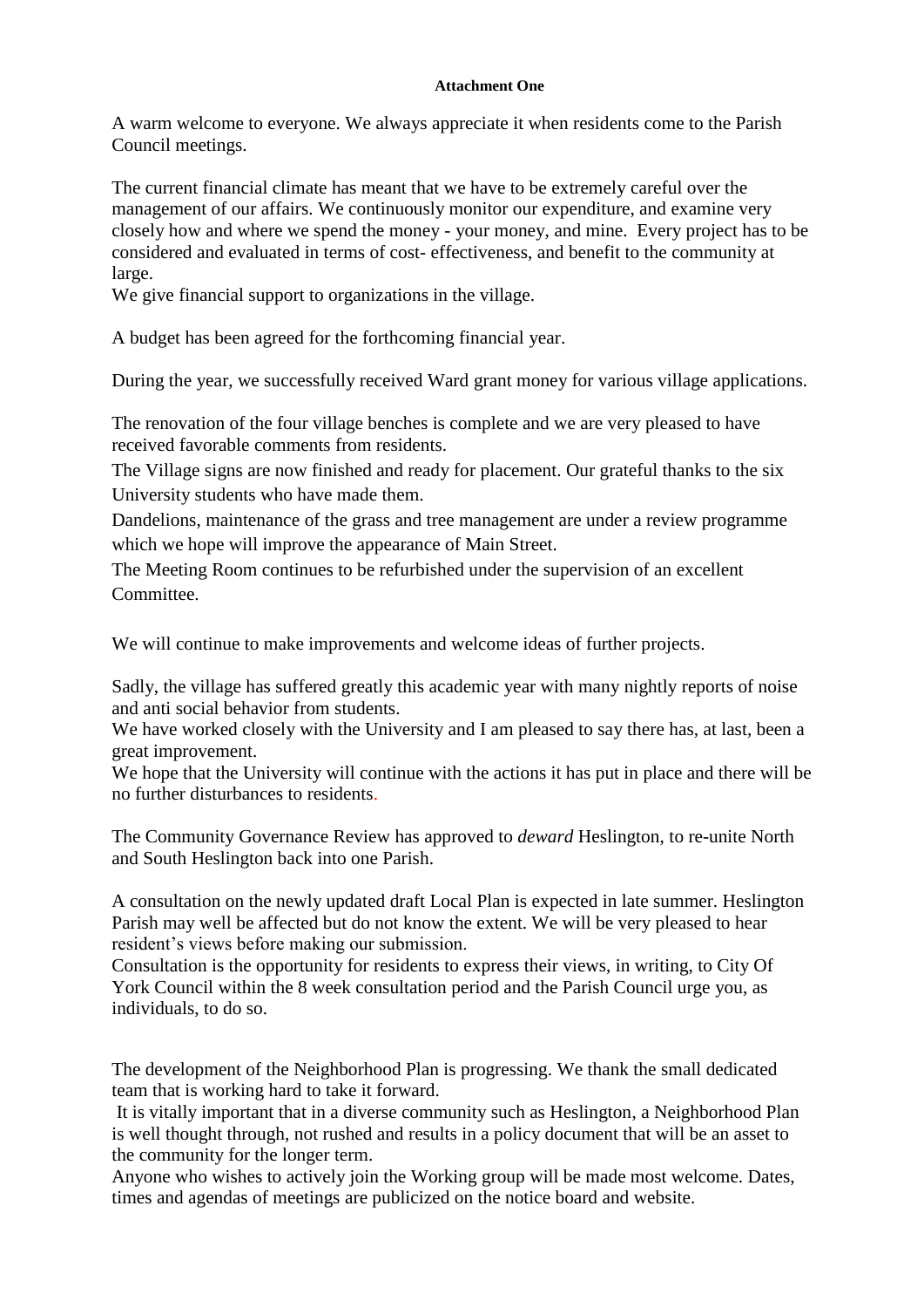**Attachment One**

A warm welcome to everyone. We always appreciate it when residents come to the Parish Council meetings.

The current financial climate has meant that we have to be extremely careful over the management of our affairs. We continuously monitor our expenditure, and examine very closely how and where we spend the money - your money, and mine. Every project has to be considered and evaluated in terms of cost- effectiveness, and benefit to the community at large.
We give financial support to organizations in the village.

A budget has been agreed for the forthcoming financial year.

During the year, we successfully received Ward grant money for various village applications.

The renovation of the four village benches is complete and we are very pleased to have received favorable comments from residents.
The Village signs are now finished and ready for placement. Our grateful thanks to the six University students who have made them.
Dandelions, maintenance of the grass and tree management are under a review programme which we hope will improve the appearance of Main Street.
The Meeting Room continues to be refurbished under the supervision of an excellent Committee.

We will continue to make improvements and welcome ideas of further projects.

Sadly, the village has suffered greatly this academic year with many nightly reports of noise and anti social behavior from students.
We have worked closely with the University and I am pleased to say there has, at last, been a great improvement.
We hope that the University will continue with the actions it has put in place and there will be no further disturbances to residents.

The Community Governance Review has approved to *deward* Heslington, to re-unite North and South Heslington back into one Parish.

A consultation on the newly updated draft Local Plan is expected in late summer. Heslington Parish may well be affected but do not know the extent. We will be very pleased to hear resident's views before making our submission.
Consultation is the opportunity for residents to express their views, in writing, to City Of York Council within the 8 week consultation period and the Parish Council urge you, as individuals, to do so.

The development of the Neighborhood Plan is progressing. We thank the small dedicated team that is working hard to take it forward.
It is vitally important that in a diverse community such as Heslington, a Neighborhood Plan is well thought through, not rushed and results in a policy document that will be an asset to the community for the longer term.
Anyone who wishes to actively join the Working group will be made most welcome. Dates, times and agendas of meetings are publicized on the notice board and website.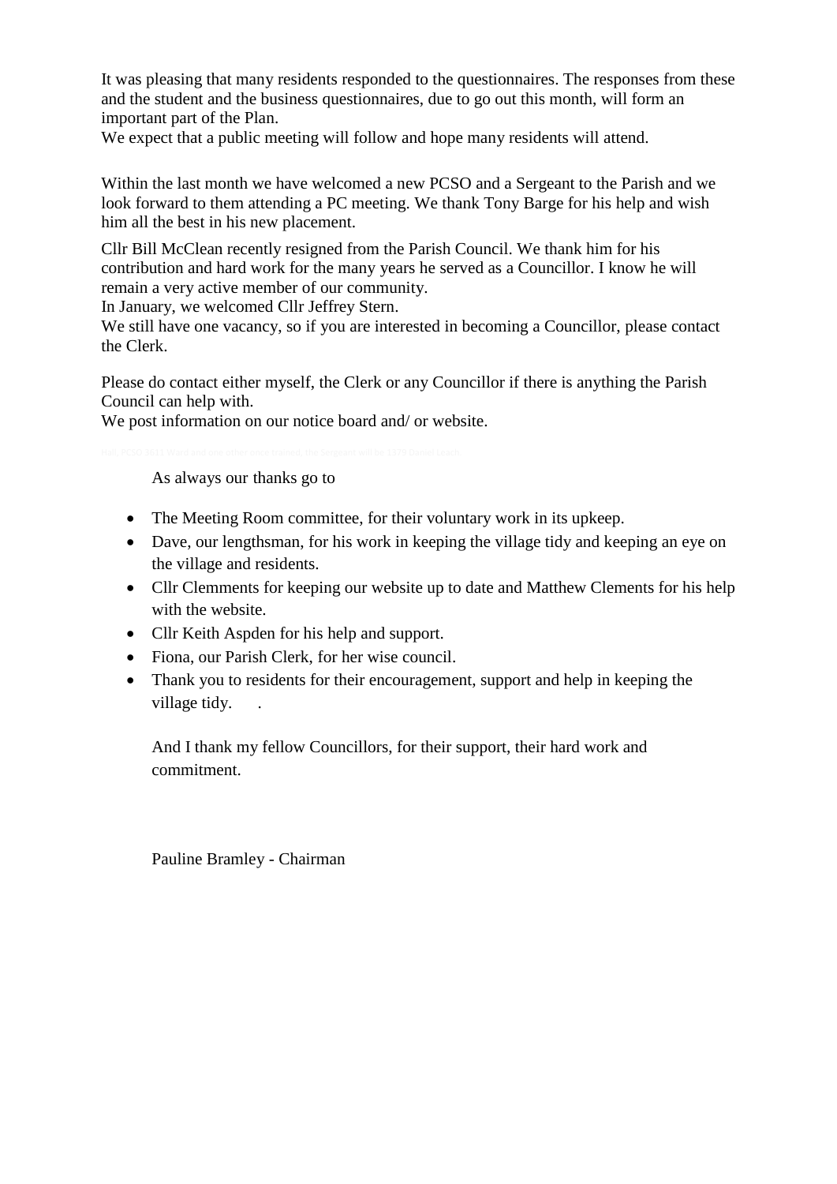It was pleasing that many residents responded to the questionnaires. The responses from these and the student and the business questionnaires, due to go out this month, will form an important part of the Plan.
We expect that a public meeting will follow and hope many residents will attend.

Within the last month we have welcomed a new PCSO and a Sergeant to the Parish and we look forward to them attending a PC meeting. We thank Tony Barge for his help and wish him all the best in his new placement.

Cllr Bill McClean recently resigned from the Parish Council. We thank him for his contribution and hard work for the many years he served as a Councillor. I know he will remain a very active member of our community.
In January, we welcomed Cllr Jeffrey Stern.
We still have one vacancy, so if you are interested in becoming a Councillor, please contact the Clerk.

Please do contact either myself, the Clerk or any Councillor if there is anything the Parish Council can help with.
We post information on our notice board and/ or website.

Hall, PCSO 3611 Ward and one other once trained, the Sergeant will be 1379 Daniel Leach

As always our thanks go to

- The Meeting Room committee, for their voluntary work in its upkeep.
- Dave, our lengthsman, for his work in keeping the village tidy and keeping an eye on the village and residents.
- Cllr Clemments for keeping our website up to date and Matthew Clements for his help with the website.
- Cllr Keith Aspden for his help and support.
- Fiona, our Parish Clerk, for her wise council.
- Thank you to residents for their encouragement, support and help in keeping the village tidy. .

And I thank my fellow Councillors, for their support, their hard work and commitment.

Pauline Bramley - Chairman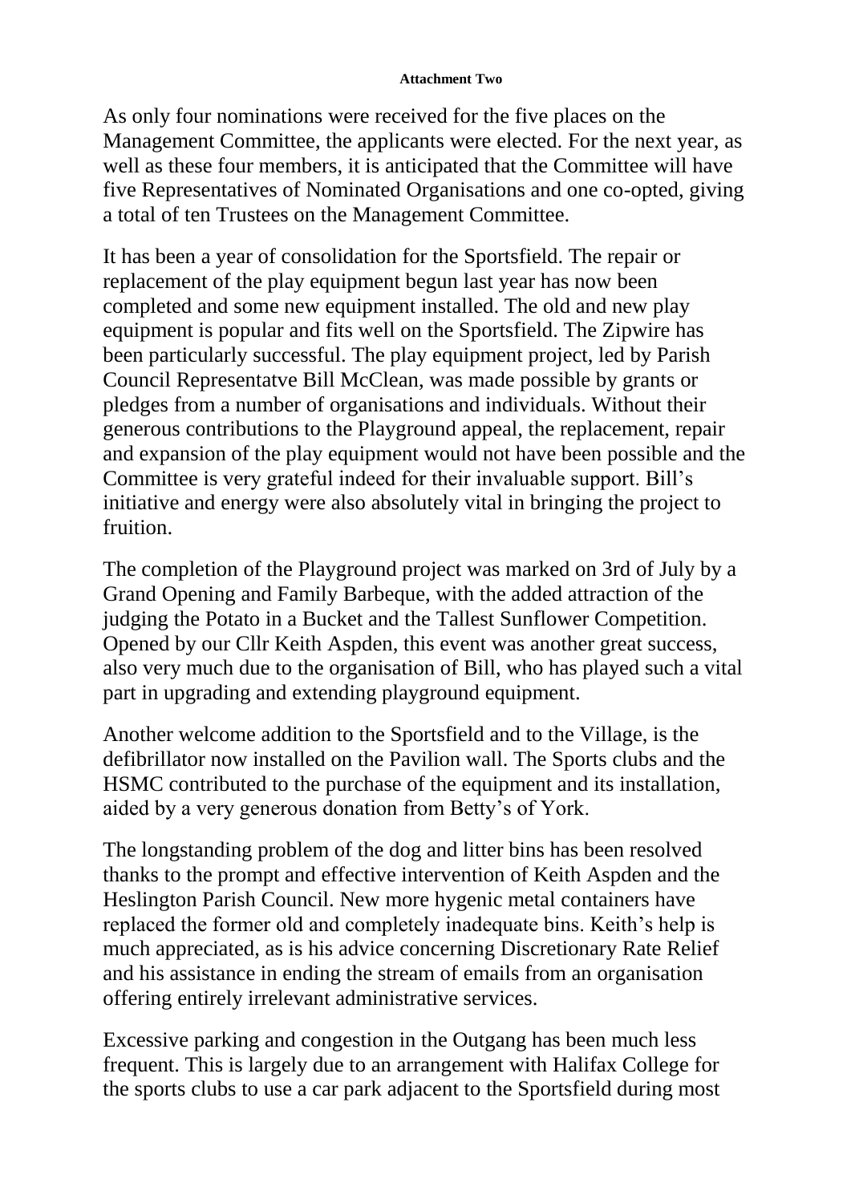**Attachment Two**

As only four nominations were received for the five places on the Management Committee, the applicants were elected. For the next year, as well as these four members, it is anticipated that the Committee will have five Representatives of Nominated Organisations and one co-opted, giving a total of ten Trustees on the Management Committee.

It has been a year of consolidation for the Sportsfield. The repair or replacement of the play equipment begun last year has now been completed and some new equipment installed. The old and new play equipment is popular and fits well on the Sportsfield. The Zipwire has been particularly successful. The play equipment project, led by Parish Council Representatve Bill McClean, was made possible by grants or pledges from a number of organisations and individuals. Without their generous contributions to the Playground appeal, the replacement, repair and expansion of the play equipment would not have been possible and the Committee is very grateful indeed for their invaluable support. Bill's initiative and energy were also absolutely vital in bringing the project to fruition.

The completion of the Playground project was marked on 3rd of July by a Grand Opening and Family Barbeque, with the added attraction of the judging the Potato in a Bucket and the Tallest Sunflower Competition. Opened by our Cllr Keith Aspden, this event was another great success, also very much due to the organisation of Bill, who has played such a vital part in upgrading and extending playground equipment.

Another welcome addition to the Sportsfield and to the Village, is the defibrillator now installed on the Pavilion wall. The Sports clubs and the HSMC contributed to the purchase of the equipment and its installation, aided by a very generous donation from Betty's of York.

The longstanding problem of the dog and litter bins has been resolved thanks to the prompt and effective intervention of Keith Aspden and the Heslington Parish Council. New more hygenic metal containers have replaced the former old and completely inadequate bins. Keith's help is much appreciated, as is his advice concerning Discretionary Rate Relief and his assistance in ending the stream of emails from an organisation offering entirely irrelevant administrative services.

Excessive parking and congestion in the Outgang has been much less frequent. This is largely due to an arrangement with Halifax College for the sports clubs to use a car park adjacent to the Sportsfield during most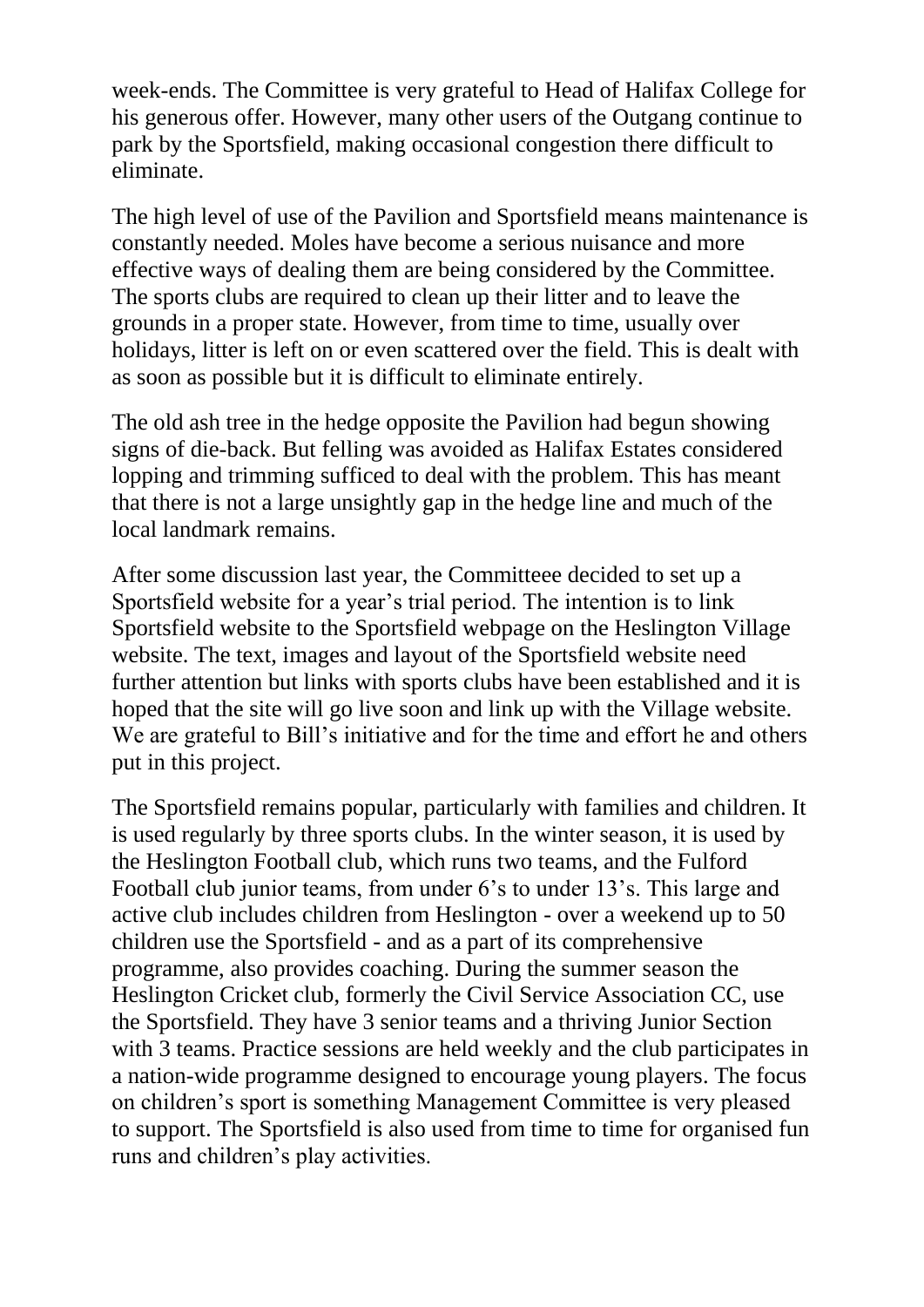week-ends. The Committee is very grateful to Head of Halifax College for his generous offer. However, many other users of the Outgang continue to park by the Sportsfield, making occasional congestion there difficult to eliminate.

The high level of use of the Pavilion and Sportsfield means maintenance is constantly needed. Moles have become a serious nuisance and more effective ways of dealing them are being considered by the Committee. The sports clubs are required to clean up their litter and to leave the grounds in a proper state. However, from time to time, usually over holidays, litter is left on or even scattered over the field. This is dealt with as soon as possible but it is difficult to eliminate entirely.

The old ash tree in the hedge opposite the Pavilion had begun showing signs of die-back. But felling was avoided as Halifax Estates considered lopping and trimming sufficed to deal with the problem. This has meant that there is not a large unsightly gap in the hedge line and much of the local landmark remains.

After some discussion last year, the Committeee decided to set up a Sportsfield website for a year's trial period. The intention is to link Sportsfield website to the Sportsfield webpage on the Heslington Village website. The text, images and layout of the Sportsfield website need further attention but links with sports clubs have been established and it is hoped that the site will go live soon and link up with the Village website. We are grateful to Bill's initiative and for the time and effort he and others put in this project.

The Sportsfield remains popular, particularly with families and children. It is used regularly by three sports clubs. In the winter season, it is used by the Heslington Football club, which runs two teams, and the Fulford Football club junior teams, from under 6's to under 13's. This large and active club includes children from Heslington - over a weekend up to 50 children use the Sportsfield - and as a part of its comprehensive programme, also provides coaching. During the summer season the Heslington Cricket club, formerly the Civil Service Association CC, use the Sportsfield. They have 3 senior teams and a thriving Junior Section with 3 teams. Practice sessions are held weekly and the club participates in a nation-wide programme designed to encourage young players. The focus on children's sport is something Management Committee is very pleased to support. The Sportsfield is also used from time to time for organised fun runs and children's play activities.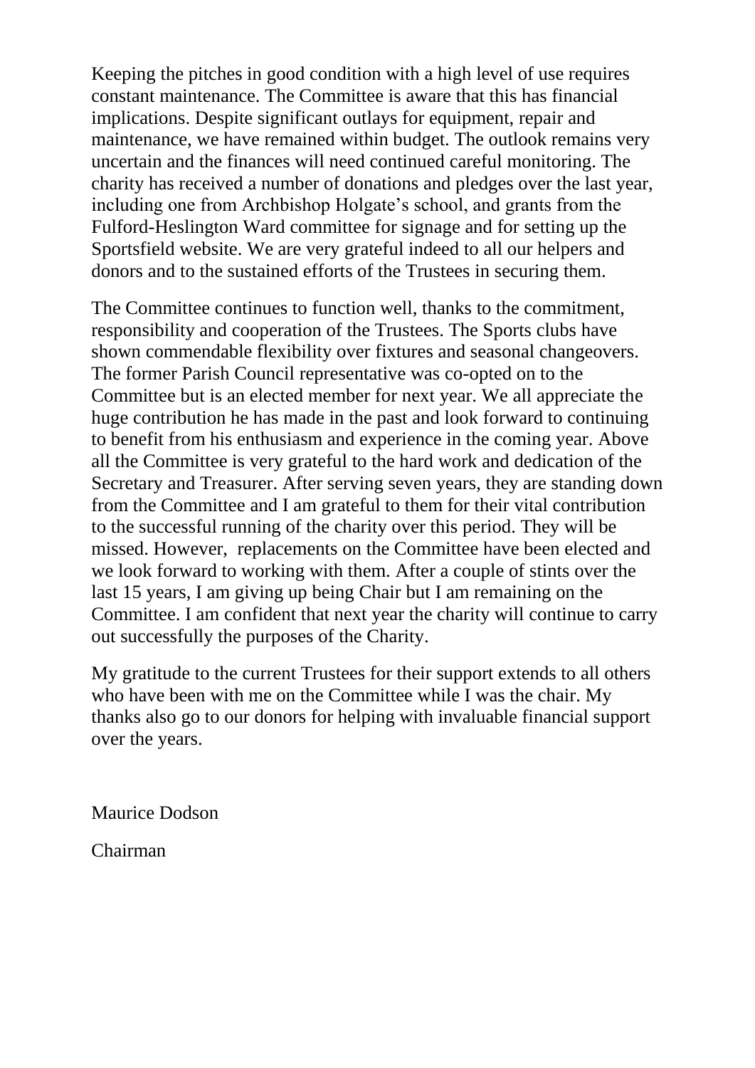Keeping the pitches in good condition with a high level of use requires constant maintenance. The Committee is aware that this has financial implications. Despite significant outlays for equipment, repair and maintenance, we have remained within budget. The outlook remains very uncertain and the finances will need continued careful monitoring. The charity has received a number of donations and pledges over the last year, including one from Archbishop Holgate's school, and grants from the Fulford-Heslington Ward committee for signage and for setting up the Sportsfield website. We are very grateful indeed to all our helpers and donors and to the sustained efforts of the Trustees in securing them.

The Committee continues to function well, thanks to the commitment, responsibility and cooperation of the Trustees. The Sports clubs have shown commendable flexibility over fixtures and seasonal changeovers. The former Parish Council representative was co-opted on to the Committee but is an elected member for next year. We all appreciate the huge contribution he has made in the past and look forward to continuing to benefit from his enthusiasm and experience in the coming year. Above all the Committee is very grateful to the hard work and dedication of the Secretary and Treasurer. After serving seven years, they are standing down from the Committee and I am grateful to them for their vital contribution to the successful running of the charity over this period. They will be missed. However, replacements on the Committee have been elected and we look forward to working with them. After a couple of stints over the last 15 years, I am giving up being Chair but I am remaining on the Committee. I am confident that next year the charity will continue to carry out successfully the purposes of the Charity.

My gratitude to the current Trustees for their support extends to all others who have been with me on the Committee while I was the chair. My thanks also go to our donors for helping with invaluable financial support over the years.

Maurice Dodson

Chairman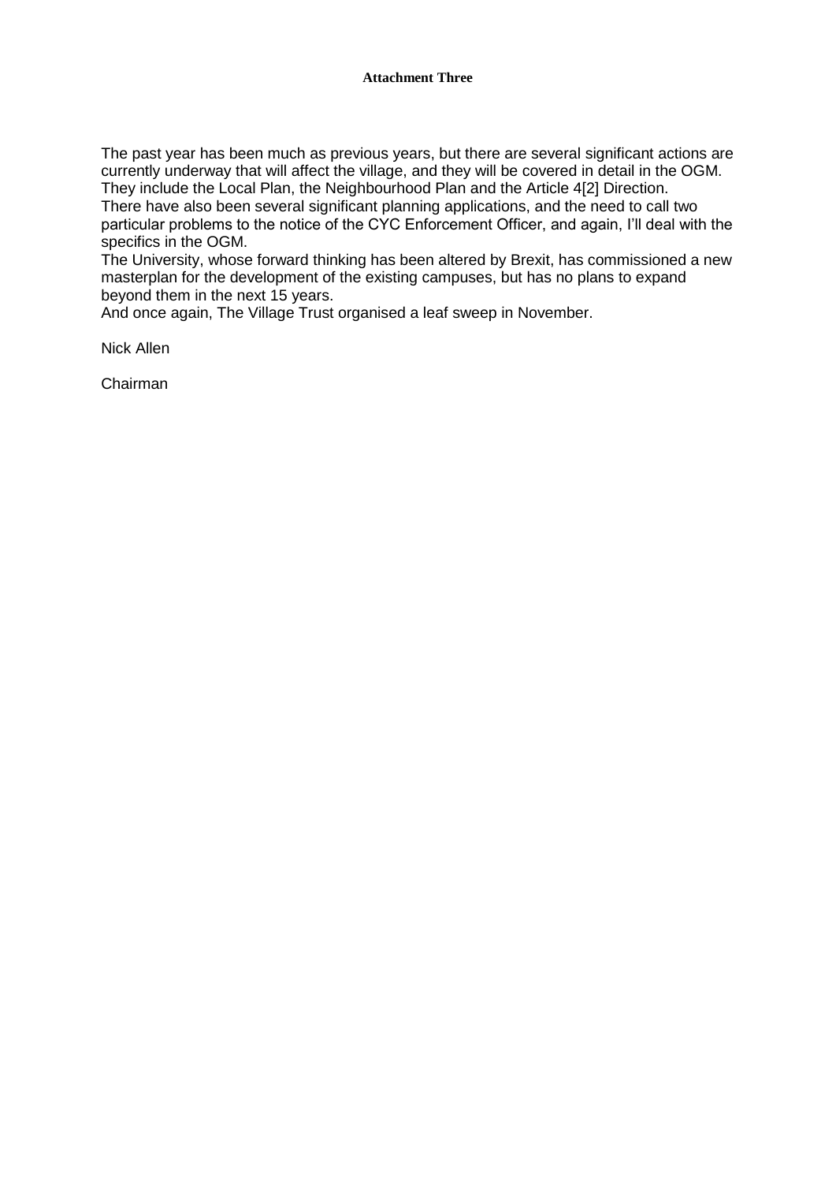**Attachment Three**

The past year has been much as previous years, but there are several significant actions are currently underway that will affect the village, and they will be covered in detail in the OGM. They include the Local Plan, the Neighbourhood Plan and the Article 4[2] Direction.
There have also been several significant planning applications, and the need to call two particular problems to the notice of the CYC Enforcement Officer, and again, I'll deal with the specifics in the OGM.
The University, whose forward thinking has been altered by Brexit, has commissioned a new masterplan for the development of the existing campuses, but has no plans to expand beyond them in the next 15 years.
And once again, The Village Trust organised a leaf sweep in November.

Nick Allen

Chairman